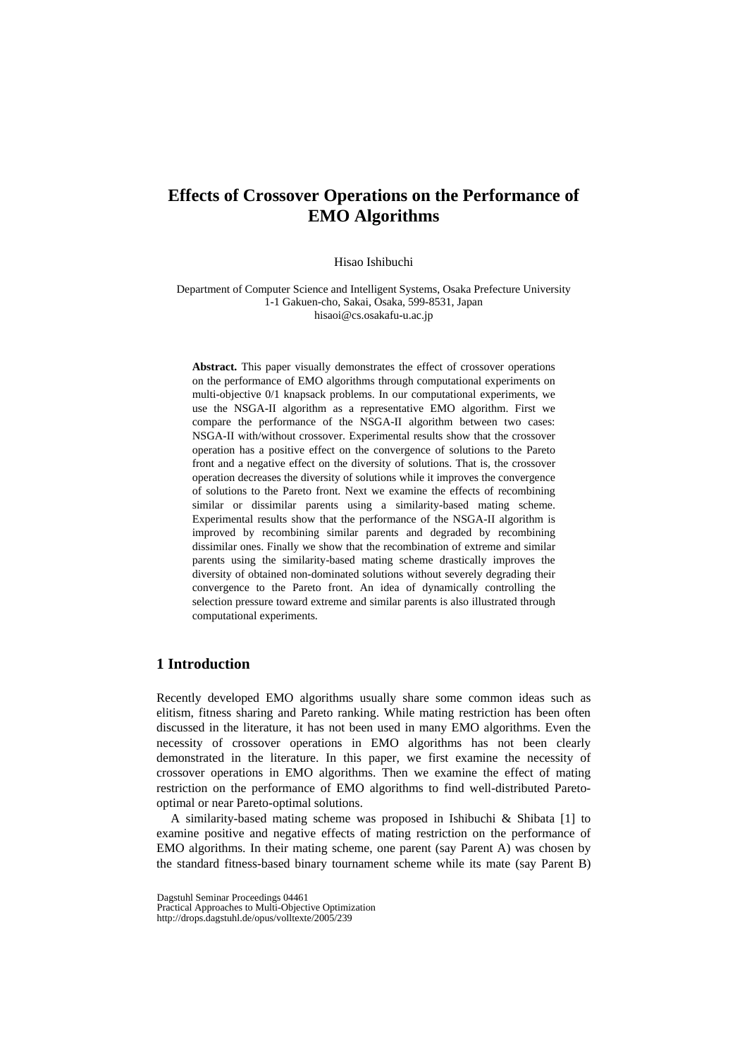# Effects of Crossover Operations on the Performance of EMO Algorithms

Hisao Ishibuchi

Department of Computer Science and Intelligent Systems, Osaka Prefecture University
1-1 Gakuen-cho, Sakai, Osaka, 599-8531, Japan
hisaoi@cs.osakafu-u.ac.jp

**Abstract.** This paper visually demonstrates the effect of crossover operations on the performance of EMO algorithms through computational experiments on multi-objective 0/1 knapsack problems. In our computational experiments, we use the NSGA-II algorithm as a representative EMO algorithm. First we compare the performance of the NSGA-II algorithm between two cases: NSGA-II with/without crossover. Experimental results show that the crossover operation has a positive effect on the convergence of solutions to the Pareto front and a negative effect on the diversity of solutions. That is, the crossover operation decreases the diversity of solutions while it improves the convergence of solutions to the Pareto front. Next we examine the effects of recombining similar or dissimilar parents using a similarity-based mating scheme. Experimental results show that the performance of the NSGA-II algorithm is improved by recombining similar parents and degraded by recombining dissimilar ones. Finally we show that the recombination of extreme and similar parents using the similarity-based mating scheme drastically improves the diversity of obtained non-dominated solutions without severely degrading their convergence to the Pareto front. An idea of dynamically controlling the selection pressure toward extreme and similar parents is also illustrated through computational experiments.

## 1 Introduction

Recently developed EMO algorithms usually share some common ideas such as elitism, fitness sharing and Pareto ranking. While mating restriction has been often discussed in the literature, it has not been used in many EMO algorithms. Even the necessity of crossover operations in EMO algorithms has not been clearly demonstrated in the literature. In this paper, we first examine the necessity of crossover operations in EMO algorithms. Then we examine the effect of mating restriction on the performance of EMO algorithms to find well-distributed Pareto-optimal or near Pareto-optimal solutions.

A similarity-based mating scheme was proposed in Ishibuchi & Shibata [1] to examine positive and negative effects of mating restriction on the performance of EMO algorithms. In their mating scheme, one parent (say Parent A) was chosen by the standard fitness-based binary tournament scheme while its mate (say Parent B)

Dagstuhl Seminar Proceedings 04461
Practical Approaches to Multi-Objective Optimization
http://drops.dagstuhl.de/opus/volltexte/2005/239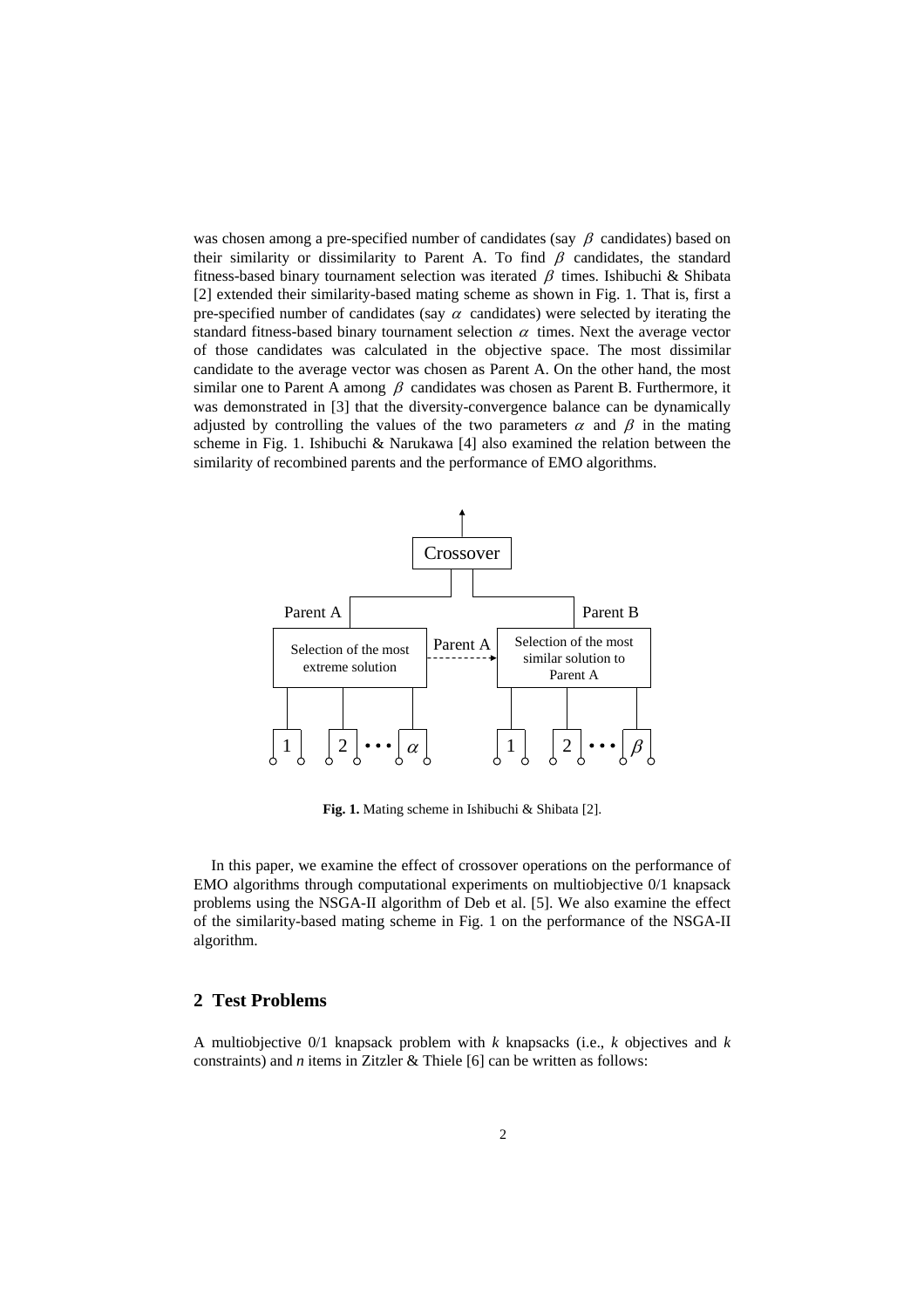was chosen among a pre-specified number of candidates (say $\beta$ candidates) based on their similarity or dissimilarity to Parent A. To find $\beta$ candidates, the standard fitness-based binary tournament selection was iterated $\beta$ times. Ishibuchi & Shibata [2] extended their similarity-based mating scheme as shown in Fig. 1. That is, first a pre-specified number of candidates (say $\alpha$ candidates) were selected by iterating the standard fitness-based binary tournament selection $\alpha$ times. Next the average vector of those candidates was calculated in the objective space. The most dissimilar candidate to the average vector was chosen as Parent A. On the other hand, the most similar one to Parent A among $\beta$ candidates was chosen as Parent B. Furthermore, it was demonstrated in [3] that the diversity-convergence balance can be dynamically adjusted by controlling the values of the two parameters $\alpha$ and $\beta$ in the mating scheme in Fig. 1. Ishibuchi & Narukawa [4] also examined the relation between the similarity of recombined parents and the performance of EMO algorithms.

**Fig. 1.** Mating scheme in Ishibuchi & Shibata [2].

In this paper, we examine the effect of crossover operations on the performance of EMO algorithms through computational experiments on multiobjective 0/1 knapsack problems using the NSGA-II algorithm of Deb et al. [5]. We also examine the effect of the similarity-based mating scheme in Fig. 1 on the performance of the NSGA-II algorithm.

## 2 Test Problems

A multiobjective 0/1 knapsack problem with $k$ knapsacks (i.e., $k$ objectives and $k$ constraints) and $n$ items in Zitzler & Thiele [6] can be written as follows: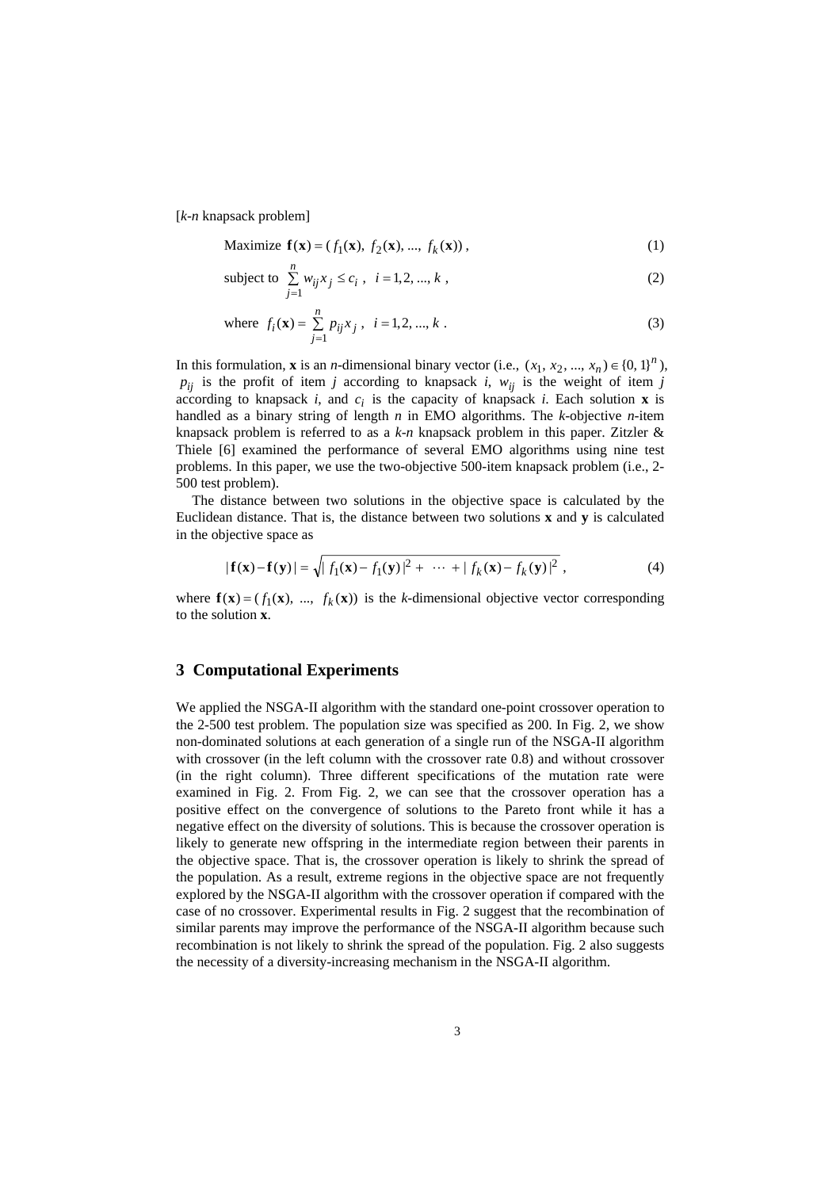[*k*-*n* knapsack problem]

$$\text{Maximize } \mathbf{f}(\mathbf{x}) = (f_1(\mathbf{x}),\ f_2(\mathbf{x}),\ ...,\ f_k(\mathbf{x}))\,, \tag{1}$$

$$\text{subject to } \sum_{j=1}^{n} w_{ij} x_j \le c_i\,,\quad i = 1, 2, ..., k\,, \tag{2}$$

$$\text{where } f_i(\mathbf{x}) = \sum_{j=1}^{n} p_{ij} x_j\,,\quad i = 1, 2, ..., k\,. \tag{3}$$

In this formulation, $\mathbf{x}$ is an *n*-dimensional binary vector (i.e., $(x_1, x_2, ..., x_n) \in \{0, 1\}^n$), $p_{ij}$ is the profit of item *j* according to knapsack *i*, $w_{ij}$ is the weight of item *j* according to knapsack *i*, and $c_i$ is the capacity of knapsack *i*. Each solution $\mathbf{x}$ is handled as a binary string of length *n* in EMO algorithms. The *k*-objective *n*-item knapsack problem is referred to as a *k*-*n* knapsack problem in this paper. Zitzler & Thiele [6] examined the performance of several EMO algorithms using nine test problems. In this paper, we use the two-objective 500-item knapsack problem (i.e., 2-500 test problem).

The distance between two solutions in the objective space is calculated by the Euclidean distance. That is, the distance between two solutions $\mathbf{x}$ and $\mathbf{y}$ is calculated in the objective space as

$$|\mathbf{f}(\mathbf{x}) - \mathbf{f}(\mathbf{y})| = \sqrt{|f_1(\mathbf{x}) - f_1(\mathbf{y})|^2 + \cdots + |f_k(\mathbf{x}) - f_k(\mathbf{y})|^2}\,, \tag{4}$$

where $\mathbf{f}(\mathbf{x}) = (f_1(\mathbf{x}), ..., f_k(\mathbf{x}))$ is the *k*-dimensional objective vector corresponding to the solution $\mathbf{x}$.

## 3 Computational Experiments

We applied the NSGA-II algorithm with the standard one-point crossover operation to the 2-500 test problem. The population size was specified as 200. In Fig. 2, we show non-dominated solutions at each generation of a single run of the NSGA-II algorithm with crossover (in the left column with the crossover rate 0.8) and without crossover (in the right column). Three different specifications of the mutation rate were examined in Fig. 2. From Fig. 2, we can see that the crossover operation has a positive effect on the convergence of solutions to the Pareto front while it has a negative effect on the diversity of solutions. This is because the crossover operation is likely to generate new offspring in the intermediate region between their parents in the objective space. That is, the crossover operation is likely to shrink the spread of the population. As a result, extreme regions in the objective space are not frequently explored by the NSGA-II algorithm with the crossover operation if compared with the case of no crossover. Experimental results in Fig. 2 suggest that the recombination of similar parents may improve the performance of the NSGA-II algorithm because such recombination is not likely to shrink the spread of the population. Fig. 2 also suggests the necessity of a diversity-increasing mechanism in the NSGA-II algorithm.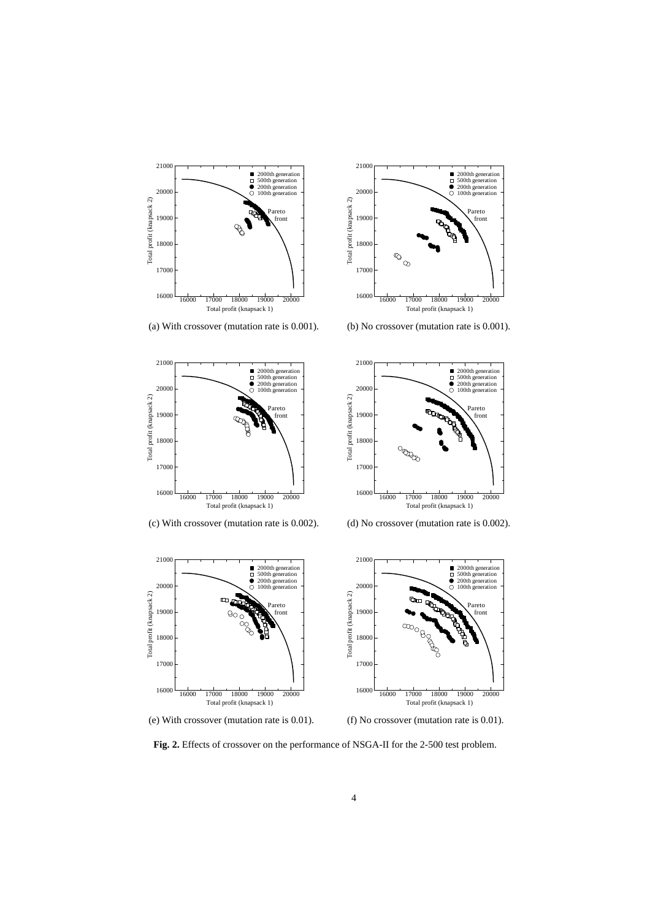(a) With crossover (mutation rate is 0.001).

(b) No crossover (mutation rate is 0.001).

(c) With crossover (mutation rate is 0.002).

(d) No crossover (mutation rate is 0.002).

(e) With crossover (mutation rate is 0.01).

(f) No crossover (mutation rate is 0.01).

**Fig. 2.** Effects of crossover on the performance of NSGA-II for the 2-500 test problem.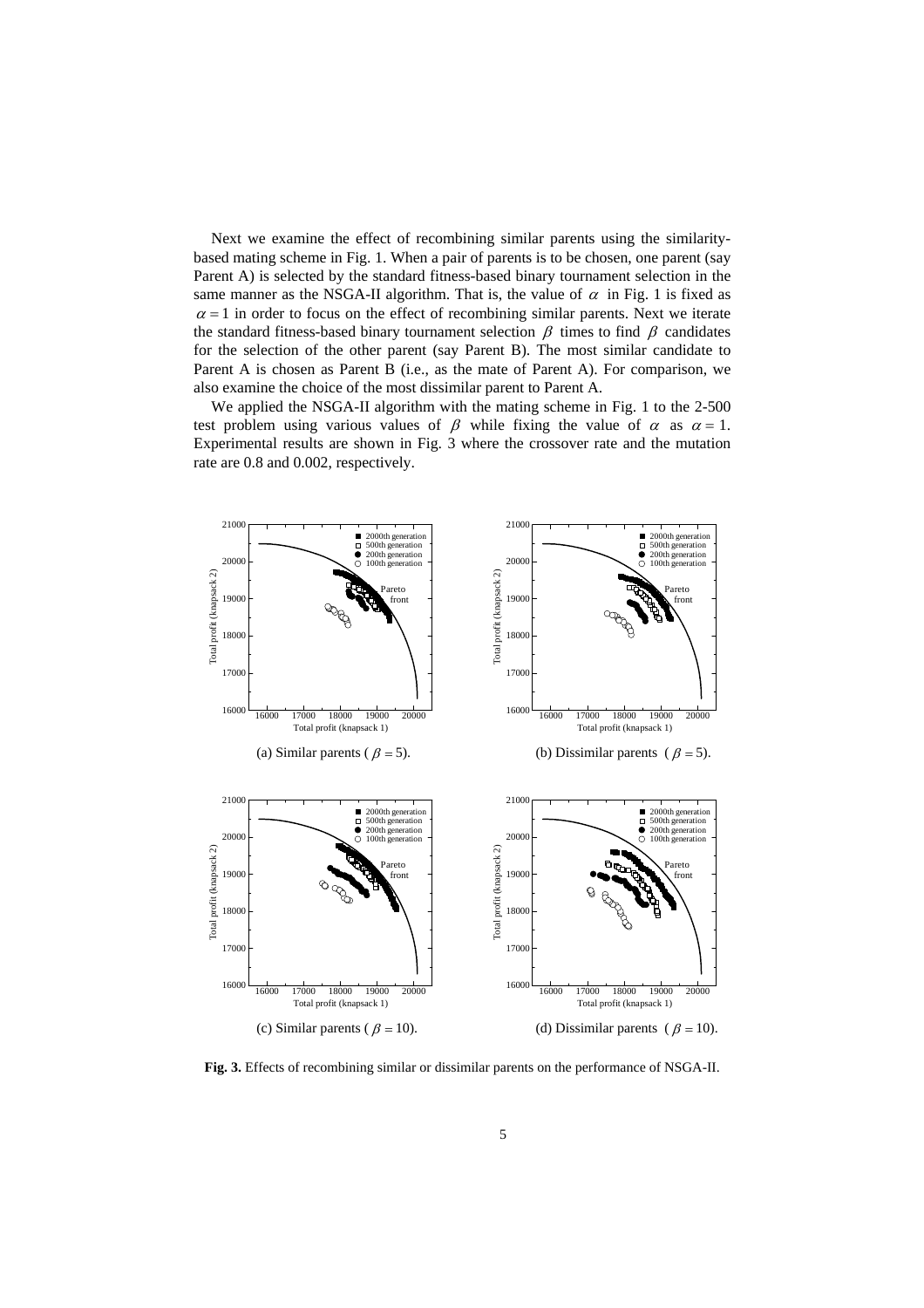Next we examine the effect of recombining similar parents using the similarity-based mating scheme in Fig. 1. When a pair of parents is to be chosen, one parent (say Parent A) is selected by the standard fitness-based binary tournament selection in the same manner as the NSGA-II algorithm. That is, the value of $\alpha$ in Fig. 1 is fixed as $\alpha = 1$ in order to focus on the effect of recombining similar parents. Next we iterate the standard fitness-based binary tournament selection $\beta$ times to find $\beta$ candidates for the selection of the other parent (say Parent B). The most similar candidate to Parent A is chosen as Parent B (i.e., as the mate of Parent A). For comparison, we also examine the choice of the most dissimilar parent to Parent A.

We applied the NSGA-II algorithm with the mating scheme in Fig. 1 to the 2-500 test problem using various values of $\beta$ while fixing the value of $\alpha$ as $\alpha = 1$. Experimental results are shown in Fig. 3 where the crossover rate and the mutation rate are 0.8 and 0.002, respectively.

(a) Similar parents ($\beta = 5$).

(b) Dissimilar parents ($\beta = 5$).

(c) Similar parents ($\beta = 10$).

(d) Dissimilar parents ($\beta = 10$).

**Fig. 3.** Effects of recombining similar or dissimilar parents on the performance of NSGA-II.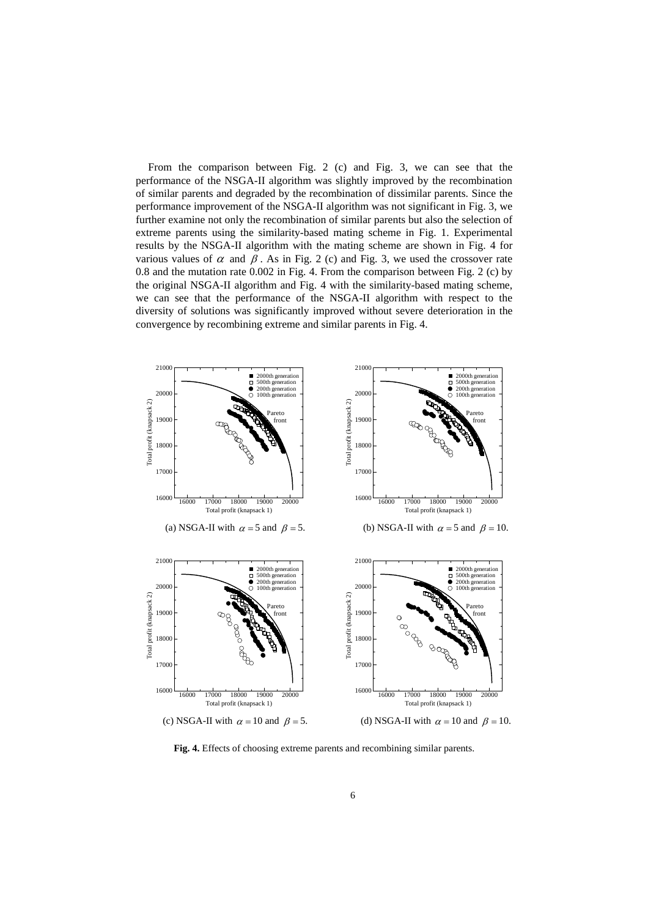From the comparison between Fig. 2 (c) and Fig. 3, we can see that the performance of the NSGA-II algorithm was slightly improved by the recombination of similar parents and degraded by the recombination of dissimilar parents. Since the performance improvement of the NSGA-II algorithm was not significant in Fig. 3, we further examine not only the recombination of similar parents but also the selection of extreme parents using the similarity-based mating scheme in Fig. 1. Experimental results by the NSGA-II algorithm with the mating scheme are shown in Fig. 4 for various values of $\alpha$ and $\beta$. As in Fig. 2 (c) and Fig. 3, we used the crossover rate 0.8 and the mutation rate 0.002 in Fig. 4. From the comparison between Fig. 2 (c) by the original NSGA-II algorithm and Fig. 4 with the similarity-based mating scheme, we can see that the performance of the NSGA-II algorithm with respect to the diversity of solutions was significantly improved without severe deterioration in the convergence by recombining extreme and similar parents in Fig. 4.

(a) NSGA-II with $\alpha = 5$ and $\beta = 5$.

(b) NSGA-II with $\alpha = 5$ and $\beta = 10$.

(c) NSGA-II with $\alpha = 10$ and $\beta = 5$.

(d) NSGA-II with $\alpha = 10$ and $\beta = 10$.

**Fig. 4.** Effects of choosing extreme parents and recombining similar parents.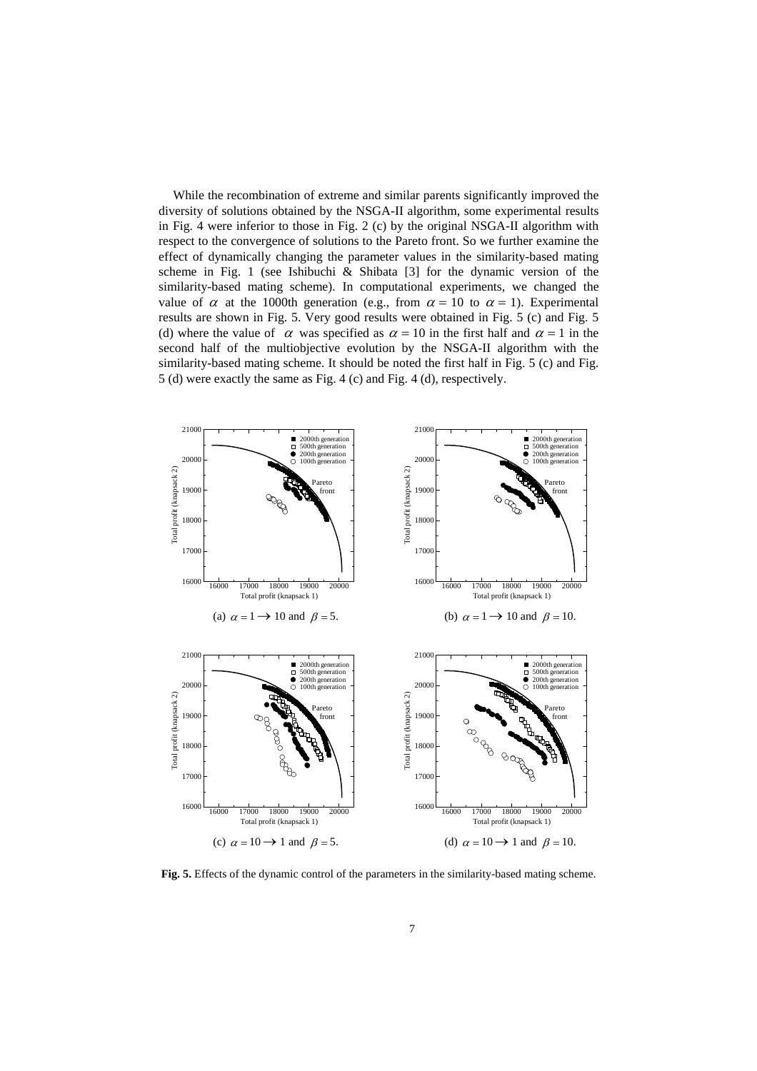While the recombination of extreme and similar parents significantly improved the diversity of solutions obtained by the NSGA-II algorithm, some experimental results in Fig. 4 were inferior to those in Fig. 2 (c) by the original NSGA-II algorithm with respect to the convergence of solutions to the Pareto front. So we further examine the effect of dynamically changing the parameter values in the similarity-based mating scheme in Fig. 1 (see Ishibuchi & Shibata [3] for the dynamic version of the similarity-based mating scheme). In computational experiments, we changed the value of $\alpha$ at the 1000th generation (e.g., from $\alpha = 10$ to $\alpha = 1$). Experimental results are shown in Fig. 5. Very good results were obtained in Fig. 5 (c) and Fig. 5 (d) where the value of $\alpha$ was specified as $\alpha = 10$ in the first half and $\alpha = 1$ in the second half of the multiobjective evolution by the NSGA-II algorithm with the similarity-based mating scheme. It should be noted the first half in Fig. 5 (c) and Fig. 5 (d) were exactly the same as Fig. 4 (c) and Fig. 4 (d), respectively.

(a) $\alpha = 1 \rightarrow 10$ and $\beta = 5$.

(b) $\alpha = 1 \rightarrow 10$ and $\beta = 10$.

(c) $\alpha = 10 \rightarrow 1$ and $\beta = 5$.

(d) $\alpha = 10 \rightarrow 1$ and $\beta = 10$.

**Fig. 5.** Effects of the dynamic control of the parameters in the similarity-based mating scheme.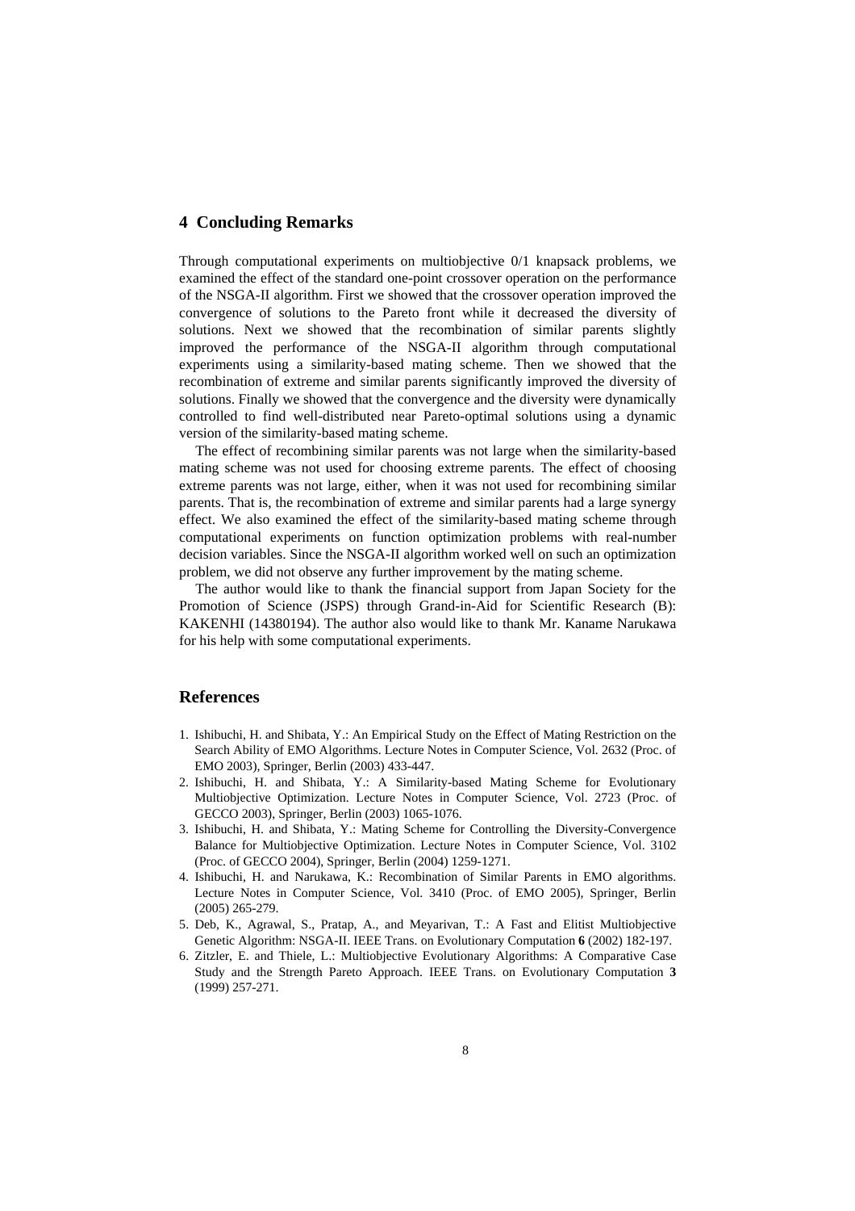## 4 Concluding Remarks

Through computational experiments on multiobjective 0/1 knapsack problems, we examined the effect of the standard one-point crossover operation on the performance of the NSGA-II algorithm. First we showed that the crossover operation improved the convergence of solutions to the Pareto front while it decreased the diversity of solutions. Next we showed that the recombination of similar parents slightly improved the performance of the NSGA-II algorithm through computational experiments using a similarity-based mating scheme. Then we showed that the recombination of extreme and similar parents significantly improved the diversity of solutions. Finally we showed that the convergence and the diversity were dynamically controlled to find well-distributed near Pareto-optimal solutions using a dynamic version of the similarity-based mating scheme.

The effect of recombining similar parents was not large when the similarity-based mating scheme was not used for choosing extreme parents. The effect of choosing extreme parents was not large, either, when it was not used for recombining similar parents. That is, the recombination of extreme and similar parents had a large synergy effect. We also examined the effect of the similarity-based mating scheme through computational experiments on function optimization problems with real-number decision variables. Since the NSGA-II algorithm worked well on such an optimization problem, we did not observe any further improvement by the mating scheme.

The author would like to thank the financial support from Japan Society for the Promotion of Science (JSPS) through Grand-in-Aid for Scientific Research (B): KAKENHI (14380194). The author also would like to thank Mr. Kaname Narukawa for his help with some computational experiments.

## References

1. Ishibuchi, H. and Shibata, Y.: An Empirical Study on the Effect of Mating Restriction on the Search Ability of EMO Algorithms. Lecture Notes in Computer Science, Vol. 2632 (Proc. of EMO 2003), Springer, Berlin (2003) 433-447.
2. Ishibuchi, H. and Shibata, Y.: A Similarity-based Mating Scheme for Evolutionary Multiobjective Optimization. Lecture Notes in Computer Science, Vol. 2723 (Proc. of GECCO 2003), Springer, Berlin (2003) 1065-1076.
3. Ishibuchi, H. and Shibata, Y.: Mating Scheme for Controlling the Diversity-Convergence Balance for Multiobjective Optimization. Lecture Notes in Computer Science, Vol. 3102 (Proc. of GECCO 2004), Springer, Berlin (2004) 1259-1271.
4. Ishibuchi, H. and Narukawa, K.: Recombination of Similar Parents in EMO algorithms. Lecture Notes in Computer Science, Vol. 3410 (Proc. of EMO 2005), Springer, Berlin (2005) 265-279.
5. Deb, K., Agrawal, S., Pratap, A., and Meyarivan, T.: A Fast and Elitist Multiobjective Genetic Algorithm: NSGA-II. IEEE Trans. on Evolutionary Computation **6** (2002) 182-197.
6. Zitzler, E. and Thiele, L.: Multiobjective Evolutionary Algorithms: A Comparative Case Study and the Strength Pareto Approach. IEEE Trans. on Evolutionary Computation **3** (1999) 257-271.